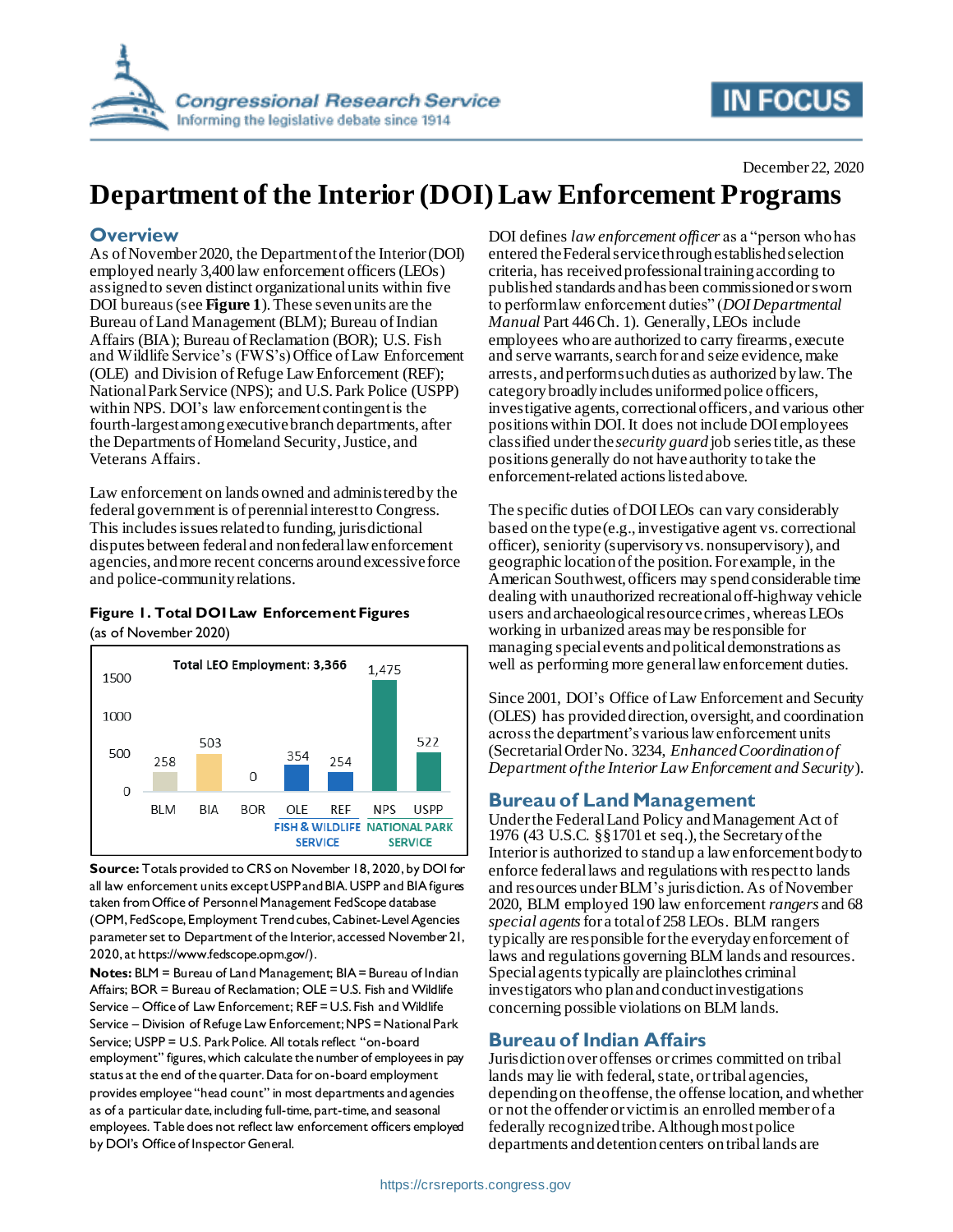# Department of the Interior (DOI) Law Enforcement Programs

December 22, 2020

## Overview

As of November 2020, the Department of the Interior (DOI) employed nearly 3,400 law enforcement officers (LEOs) assigned to seven distinct organizational units within five DOI bureaus (see **Figure 1**). These seven units are the Bureau of Land Management (BLM); Bureau of Indian Affairs (BIA); Bureau of Reclamation (BOR); U.S. Fish and Wildlife Service's (FWS's) Office of Law Enforcement (OLE) and Division of Refuge Law Enforcement (REF); National Park Service (NPS); and U.S. Park Police (USPP) within NPS. DOI's law enforcement contingent is the fourth-largest among executive branch departments, after the Departments of Homeland Security, Justice, and Veterans Affairs.

Law enforcement on lands owned and administered by the federal government is of perennial interest to Congress. This includes issues related to funding, jurisdictional disputes between federal and nonfederal law enforcement agencies, and more recent concerns around excessive force and police-community relations.

**Figure 1. Total DOI Law Enforcement Figures**

(as of November 2020)

Total LEO Employment: 3,366

| Unit | LEOs |
| --- | --- |
| BLM | 258 |
| BIA | 503 |
| BOR | 0 |
| OLE (Fish & Wildlife Service) | 354 |
| REF (Fish & Wildlife Service) | 254 |
| NPS (National Park Service) | 1,475 |
| USPP (National Park Service) | 522 |

**Source:** Totals provided to CRS on November 18, 2020, by DOI for all law enforcement units except USPP and BIA. USPP and BIA figures taken from Office of Personnel Management FedScope database (OPM, FedScope, Employment Trend cubes, Cabinet-Level Agencies parameter set to Department of the Interior, accessed November 21, 2020, at https://www.fedscope.opm.gov/).

**Notes:** BLM = Bureau of Land Management; BIA = Bureau of Indian Affairs; BOR = Bureau of Reclamation; OLE = U.S. Fish and Wildlife Service – Office of Law Enforcement; REF = U.S. Fish and Wildlife Service – Division of Refuge Law Enforcement; NPS = National Park Service; USPP = U.S. Park Police. All totals reflect "on-board employment" figures, which calculate the number of employees in pay status at the end of the quarter. Data for on-board employment provides employee "head count" in most departments and agencies as of a particular date, including full-time, part-time, and seasonal employees. Table does not reflect law enforcement officers employed by DOI's Office of Inspector General.

DOI defines *law enforcement officer* as a "person who has entered the Federal service through established selection criteria, has received professional training according to published standards and has been commissioned or sworn to perform law enforcement duties" (*DOI Departmental Manual* Part 446 Ch. 1). Generally, LEOs include employees who are authorized to carry firearms, execute and serve warrants, search for and seize evidence, make arrests, and perform such duties as authorized by law. The category broadly includes uniformed police officers, investigative agents, correctional officers, and various other positions within DOI. It does not include DOI employees classified under the *security guard* job series title, as these positions generally do not have authority to take the enforcement-related actions listed above.

The specific duties of DOI LEOs can vary considerably based on the type (e.g., investigative agent vs. correctional officer), seniority (supervisory vs. nonsupervisory), and geographic location of the position. For example, in the American Southwest, officers may spend considerable time dealing with unauthorized recreational off-highway vehicle users and archaeological resource crimes, whereas LEOs working in urbanized areas may be responsible for managing special events and political demonstrations as well as performing more general law enforcement duties.

Since 2001, DOI's Office of Law Enforcement and Security (OLES) has provided direction, oversight, and coordination across the department's various law enforcement units (Secretarial Order No. 3234, *Enhanced Coordination of Department of the Interior Law Enforcement and Security*).

## Bureau of Land Management

Under the Federal Land Policy and Management Act of 1976 (43 U.S.C. §§1701 et seq.), the Secretary of the Interior is authorized to stand up a law enforcement body to enforce federal laws and regulations with respect to lands and resources under BLM's jurisdiction. As of November 2020, BLM employed 190 law enforcement *rangers* and 68 *special agents* for a total of 258 LEOs. BLM rangers typically are responsible for the everyday enforcement of laws and regulations governing BLM lands and resources. Special agents typically are plainclothes criminal investigators who plan and conduct investigations concerning possible violations on BLM lands.

## Bureau of Indian Affairs

Jurisdiction over offenses or crimes committed on tribal lands may lie with federal, state, or tribal agencies, depending on the offense, the offense location, and whether or not the offender or victim is an enrolled member of a federally recognized tribe. Although most police departments and detention centers on tribal lands are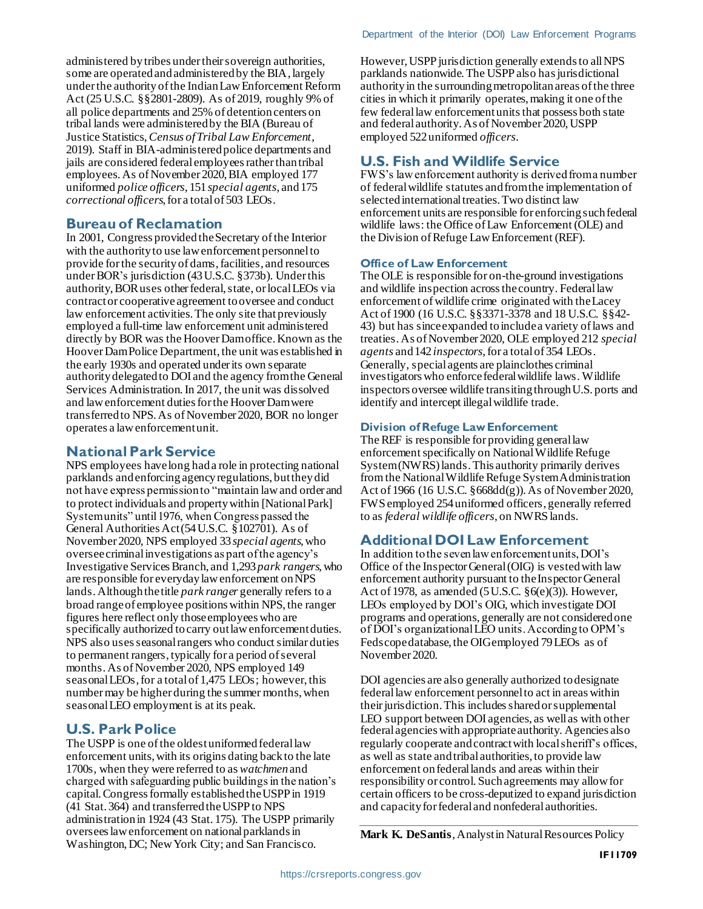administered by tribes under their sovereign authorities, some are operated and administered by the BIA, largely under the authority of the Indian Law Enforcement Reform Act (25 U.S.C. §§2801-2809). As of 2019, roughly 9% of all police departments and 25% of detention centers on tribal lands were administered by the BIA (Bureau of Justice Statistics, *Census of Tribal Law Enforcement*, 2019). Staff in BIA-administered police departments and jails are considered federal employees rather than tribal employees. As of November 2020, BIA employed 177 uniformed *police officers*, 151 *special agents*, and 175 *correctional officers*, for a total of 503 LEOs.

## Bureau of Reclamation

In 2001, Congress provided the Secretary of the Interior with the authority to use law enforcement personnel to provide for the security of dams, facilities, and resources under BOR's jurisdiction (43 U.S.C. §373b). Under this authority, BOR uses other federal, state, or local LEOs via contract or cooperative agreement to oversee and conduct law enforcement activities. The only site that previously employed a full-time law enforcement unit administered directly by BOR was the Hoover Dam office. Known as the Hoover Dam Police Department, the unit was established in the early 1930s and operated under its own separate authority delegated to DOI and the agency from the General Services Administration. In 2017, the unit was dissolved and law enforcement duties for the Hoover Dam were transferred to NPS. As of November 2020, BOR no longer operates a law enforcement unit.

## National Park Service

NPS employees have long had a role in protecting national parklands and enforcing agency regulations, but they did not have express permission to "maintain law and order and to protect individuals and property within [National Park] System units" until 1976, when Congress passed the General Authorities Act (54 U.S.C. §102701). As of November 2020, NPS employed 33 *special agents*, who oversee criminal investigations as part of the agency's Investigative Services Branch, and 1,293 *park rangers*, who are responsible for everyday law enforcement on NPS lands. Although the title *park ranger* generally refers to a broad range of employee positions within NPS, the ranger figures here reflect only those employees who are specifically authorized to carry out law enforcement duties. NPS also uses seasonal rangers who conduct similar duties to permanent rangers, typically for a period of several months. As of November 2020, NPS employed 149 seasonal LEOs, for a total of 1,475 LEOs; however, this number may be higher during the summer months, when seasonal LEO employment is at its peak.

## U.S. Park Police

The USPP is one of the oldest uniformed federal law enforcement units, with its origins dating back to the late 1700s, when they were referred to as *watchmen* and charged with safeguarding public buildings in the nation's capital. Congress formally established the USPP in 1919 (41 Stat. 364) and transferred the USPP to NPS administration in 1924 (43 Stat. 175). The USPP primarily oversees law enforcement on national parklands in Washington, DC; New York City; and San Francisco. However, USPP jurisdiction generally extends to all NPS parklands nationwide. The USPP also has jurisdictional authority in the surrounding metropolitan areas of the three cities in which it primarily operates, making it one of the few federal law enforcement units that possess both state and federal authority. As of November 2020, USPP employed 522 uniformed *officers*.

## U.S. Fish and Wildlife Service

FWS's law enforcement authority is derived from a number of federal wildlife statutes and from the implementation of selected international treaties. Two distinct law enforcement units are responsible for enforcing such federal wildlife laws: the Office of Law Enforcement (OLE) and the Division of Refuge Law Enforcement (REF).

### Office of Law Enforcement

The OLE is responsible for on-the-ground investigations and wildlife inspection across the country. Federal law enforcement of wildlife crime originated with the Lacey Act of 1900 (16 U.S.C. §§3371-3378 and 18 U.S.C. §§42-43) but has since expanded to include a variety of laws and treaties. As of November 2020, OLE employed 212 *special agents* and 142 *inspectors*, for a total of 354 LEOs. Generally, special agents are plainclothes criminal investigators who enforce federal wildlife laws. Wildlife inspectors oversee wildlife transiting through U.S. ports and identify and intercept illegal wildlife trade.

### Division of Refuge Law Enforcement

The REF is responsible for providing general law enforcement specifically on National Wildlife Refuge System (NWRS) lands. This authority primarily derives from the National Wildlife Refuge System Administration Act of 1966 (16 U.S.C. §668dd(g)). As of November 2020, FWS employed 254 uniformed officers, generally referred to as *federal wildlife officers*, on NWRS lands.

## Additional DOI Law Enforcement

In addition to the seven law enforcement units, DOI's Office of the Inspector General (OIG) is vested with law enforcement authority pursuant to the Inspector General Act of 1978, as amended (5 U.S.C. §6(e)(3)). However, LEOs employed by DOI's OIG, which investigate DOI programs and operations, generally are not considered one of DOI's organizational LEO units. According to OPM's Fedscope database, the OIG employed 79 LEOs as of November 2020.

DOI agencies are also generally authorized to designate federal law enforcement personnel to act in areas within their jurisdiction. This includes shared or supplemental LEO support between DOI agencies, as well as with other federal agencies with appropriate authority. Agencies also regularly cooperate and contract with local sheriff's offices, as well as state and tribal authorities, to provide law enforcement on federal lands and areas within their responsibility or control. Such agreements may allow for certain officers to be cross-deputized to expand jurisdiction and capacity for federal and nonfederal authorities.

**Mark K. DeSantis**, Analyst in Natural Resources Policy

IF11709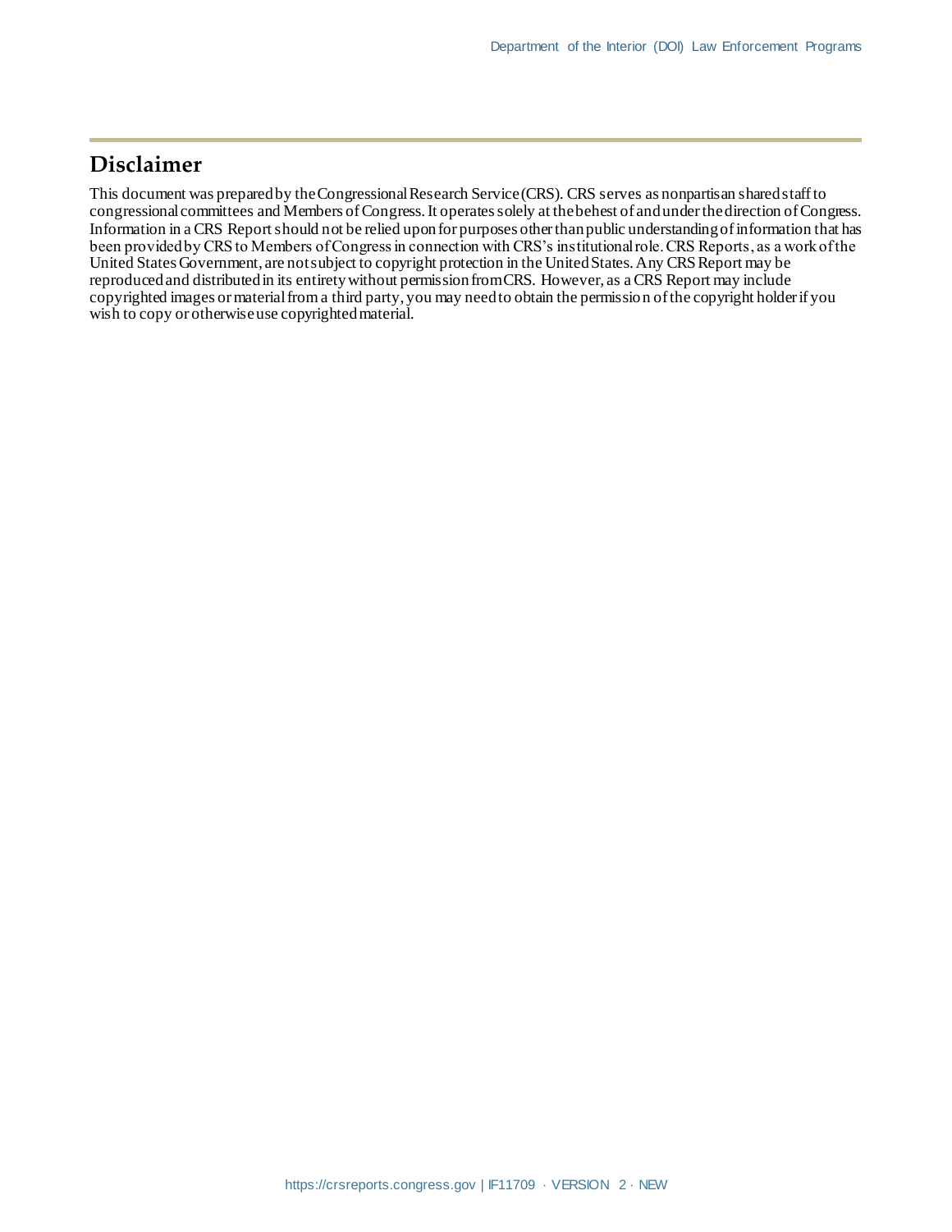## Disclaimer

This document was prepared by the Congressional Research Service (CRS). CRS serves as nonpartisan shared staff to congressional committees and Members of Congress. It operates solely at the behest of and under the direction of Congress. Information in a CRS Report should not be relied upon for purposes other than public understanding of information that has been provided by CRS to Members of Congress in connection with CRS's institutional role. CRS Reports, as a work of the United States Government, are not subject to copyright protection in the United States. Any CRS Report may be reproduced and distributed in its entirety without permission from CRS. However, as a CRS Report may include copyrighted images or material from a third party, you may need to obtain the permission of the copyright holder if you wish to copy or otherwise use copyrighted material.